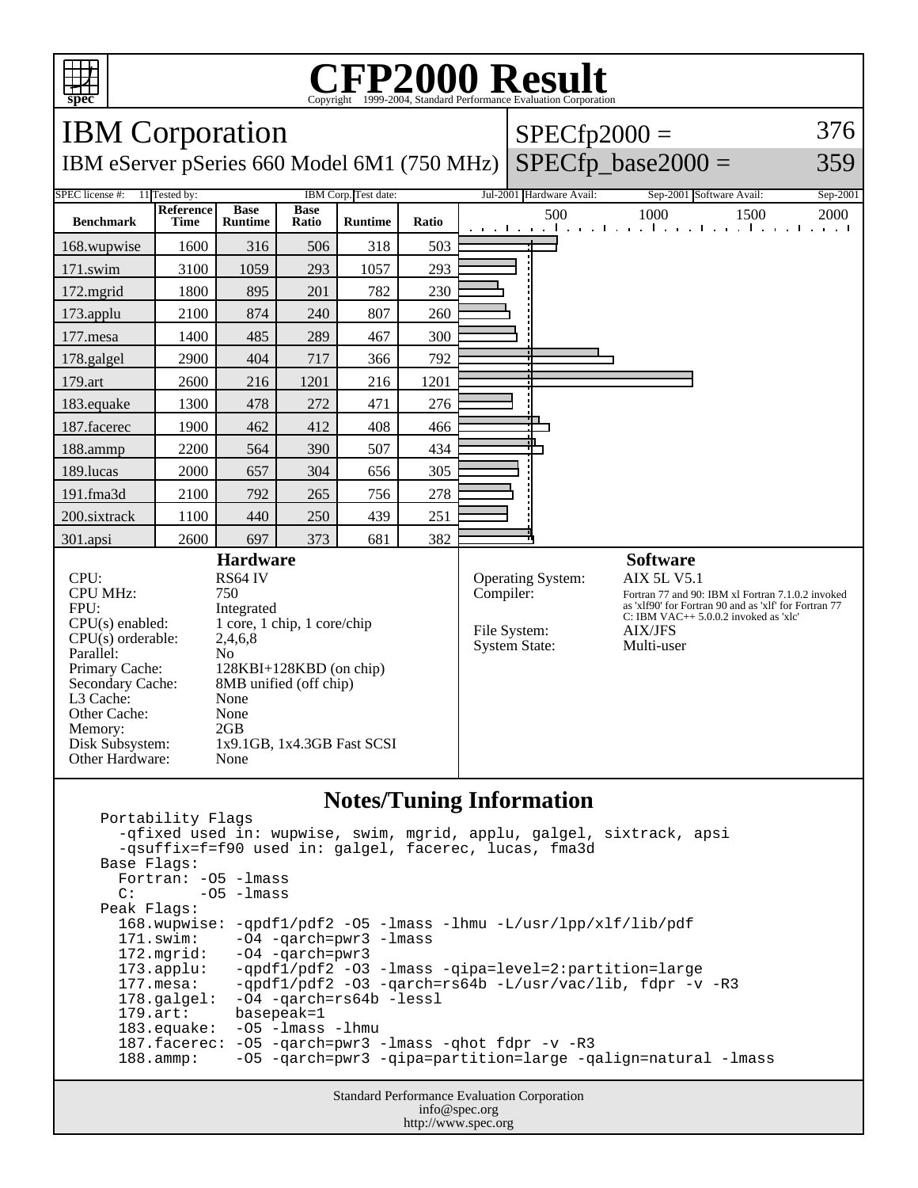# CFP2000 Result

Copyright 1999-2004, Standard Performance Evaluation Corporation

## IBM Corporation

IBM eServer pSeries 660 Model 6M1 (750 MHz)

SPECfp2000 = 376

SPECfp_base2000 = 359

| SPEC license #: | 11 | Tested by: | IBM Corp. | Test date: | Jul-2001 | Hardware Avail: | Sep-2001 | Software Avail: | Sep-2001 |
|---|---|---|---|---|---|---|---|---|---|

| Benchmark | Reference Time | Base Runtime | Base Ratio | Runtime | Ratio |
|---|---|---|---|---|---|
| 168.wupwise | 1600 | 316 | 506 | 318 | 503 |
| 171.swim | 3100 | 1059 | 293 | 1057 | 293 |
| 172.mgrid | 1800 | 895 | 201 | 782 | 230 |
| 173.applu | 2100 | 874 | 240 | 807 | 260 |
| 177.mesa | 1400 | 485 | 289 | 467 | 300 |
| 178.galgel | 2900 | 404 | 717 | 366 | 792 |
| 179.art | 2600 | 216 | 1201 | 216 | 1201 |
| 183.equake | 1300 | 478 | 272 | 471 | 276 |
| 187.facerec | 1900 | 462 | 412 | 408 | 466 |
| 188.ammp | 2200 | 564 | 390 | 507 | 434 |
| 189.lucas | 2000 | 657 | 304 | 656 | 305 |
| 191.fma3d | 2100 | 792 | 265 | 756 | 278 |
| 200.sixtrack | 1100 | 440 | 250 | 439 | 251 |
| 301.apsi | 2600 | 697 | 373 | 681 | 382 |

### Hardware

| | |
|---|---|
| CPU: | RS64 IV |
| CPU MHz: | 750 |
| FPU: | Integrated |
| CPU(s) enabled: | 1 core, 1 chip, 1 core/chip |
| CPU(s) orderable: | 2,4,6,8 |
| Parallel: | No |
| Primary Cache: | 128KBI+128KBD (on chip) |
| Secondary Cache: | 8MB unified (off chip) |
| L3 Cache: | None |
| Other Cache: | None |
| Memory: | 2GB |
| Disk Subsystem: | 1x9.1GB, 1x4.3GB Fast SCSI |
| Other Hardware: | None |

### Software

| | |
|---|---|
| Operating System: | AIX 5L V5.1 |
| Compiler: | Fortran 77 and 90: IBM xl Fortran 7.1.0.2 invoked as 'xlf90' for Fortran 90 and as 'xlf' for Fortran 77 C: IBM VAC++ 5.0.0.2 invoked as 'xlc' |
| File System: | AIX/JFS |
| System State: | Multi-user |

### Notes/Tuning Information

```
Portability Flags
  -qfixed used in: wupwise, swim, mgrid, applu, galgel, sixtrack, apsi
  -qsuffix=f=f90 used in: galgel, facerec, lucas, fma3d
Base Flags:
  Fortran: -O5 -lmass
  C:       -O5 -lmass
Peak Flags:
  168.wupwise: -qpdf1/pdf2 -O5 -lmass -lhmu -L/usr/lpp/xlf/lib/pdf
  171.swim:    -O4 -qarch=pwr3 -lmass
  172.mgrid:   -O4 -qarch=pwr3
  173.applu:   -qpdf1/pdf2 -O3 -lmass -qipa=level=2:partition=large
  177.mesa:    -qpdf1/pdf2 -O3 -qarch=rs64b -L/usr/vac/lib, fdpr -v -R3
  178.galgel:  -O4 -qarch=rs64b -lessl
  179.art:     basepeak=1
  183.equake:  -O5 -lmass -lhmu
  187.facerec: -O5 -qarch=pwr3 -lmass -qhot fdpr -v -R3
  188.ammp:    -O5 -qarch=pwr3 -qipa=partition=large -qalign=natural -lmass
```

Standard Performance Evaluation Corporation
info@spec.org
http://www.spec.org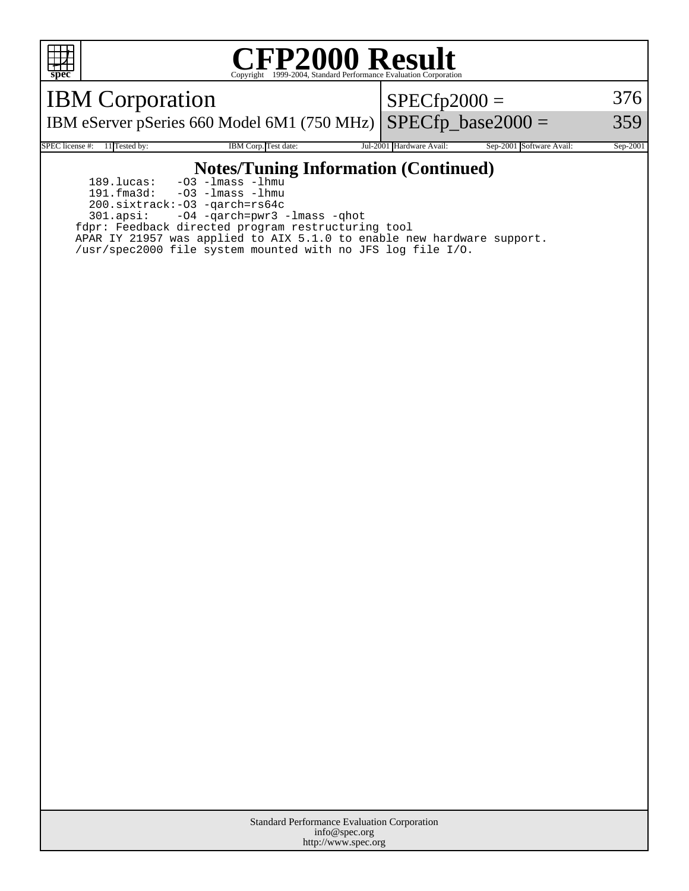# CFP2000 Result

Copyright 1999-2004, Standard Performance Evaluation Corporation

## IBM Corporation

IBM eServer pSeries 660 Model 6M1 (750 MHz)

SPECfp2000 = 376

SPECfp_base2000 = 359

| SPEC license #: | 11 | Tested by: | IBM Corp. | Test date: | Jul-2001 | Hardware Avail: | Sep-2001 | Software Avail: | Sep-2001 |
|---|---|---|---|---|---|---|---|---|---|

### Notes/Tuning Information (Continued)

```
  189.lucas:   -O3 -lmass -lhmu
  191.fma3d:   -O3 -lmass -lhmu
  200.sixtrack:-O3 -qarch=rs64c
  301.apsi:    -O4 -qarch=pwr3 -lmass -qhot
fdpr: Feedback directed program restructuring tool
APAR IY 21957 was applied to AIX 5.1.0 to enable new hardware support.
/usr/spec2000 file system mounted with no JFS log file I/O.
```

Standard Performance Evaluation Corporation
info@spec.org
http://www.spec.org